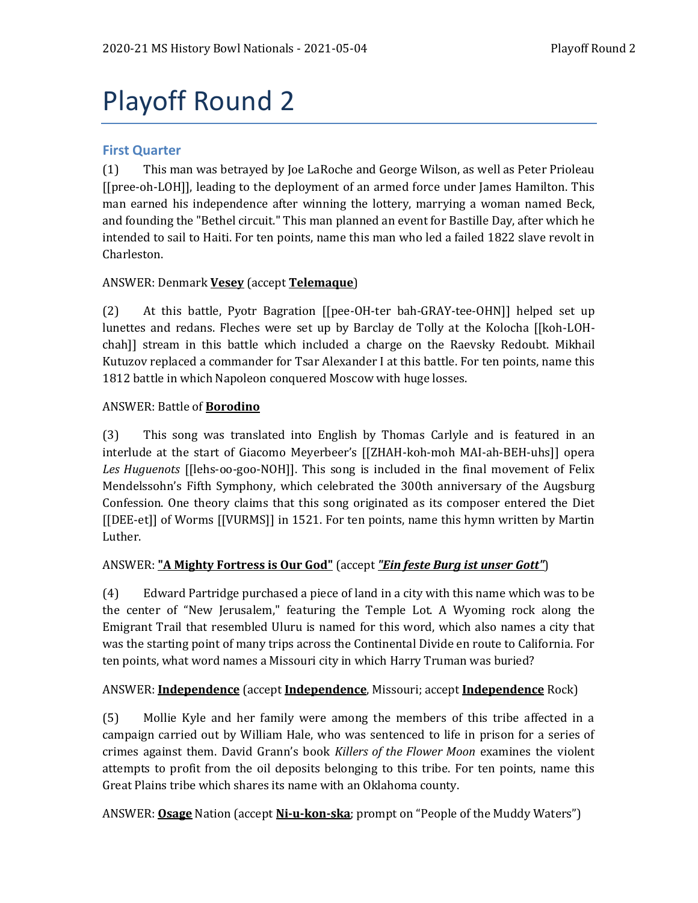# Playoff Round 2

## First Quarter

(1) This man was betrayed by Joe LaRoche and George Wilson, as well as Peter Prioleau [[pree-oh-LOH]], leading to the deployment of an armed force under James Hamilton. This man earned his independence after winning the lottery, marrying a woman named Beck, and founding the "Bethel circuit." This man planned an event for Bastille Day, after which he intended to sail to Haiti. For ten points, name this man who led a failed 1822 slave revolt in Charleston.

ANSWER: Denmark **Vesey** (accept **Telemaque**)

(2) At this battle, Pyotr Bagration [[pee-OH-ter bah-GRAY-tee-OHN]] helped set up lunettes and redans. Fleches were set up by Barclay de Tolly at the Kolocha [[koh-LOH-chah]] stream in this battle which included a charge on the Raevsky Redoubt. Mikhail Kutuzov replaced a commander for Tsar Alexander I at this battle. For ten points, name this 1812 battle in which Napoleon conquered Moscow with huge losses.

ANSWER: Battle of **Borodino**

(3) This song was translated into English by Thomas Carlyle and is featured in an interlude at the start of Giacomo Meyerbeer's [[ZHAH-koh-moh MAI-ah-BEH-uhs]] opera *Les Huguenots* [[lehs-oo-goo-NOH]]. This song is included in the final movement of Felix Mendelssohn's Fifth Symphony, which celebrated the 300th anniversary of the Augsburg Confession. One theory claims that this song originated as its composer entered the Diet [[DEE-et]] of Worms [[VURMS]] in 1521. For ten points, name this hymn written by Martin Luther.

ANSWER: **"A Mighty Fortress is Our God"** (accept ***"Ein feste Burg ist unser Gott"***)

(4) Edward Partridge purchased a piece of land in a city with this name which was to be the center of "New Jerusalem," featuring the Temple Lot. A Wyoming rock along the Emigrant Trail that resembled Uluru is named for this word, which also names a city that was the starting point of many trips across the Continental Divide en route to California. For ten points, what word names a Missouri city in which Harry Truman was buried?

ANSWER: **Independence** (accept **Independence**, Missouri; accept **Independence** Rock)

(5) Mollie Kyle and her family were among the members of this tribe affected in a campaign carried out by William Hale, who was sentenced to life in prison for a series of crimes against them. David Grann's book *Killers of the Flower Moon* examines the violent attempts to profit from the oil deposits belonging to this tribe. For ten points, name this Great Plains tribe which shares its name with an Oklahoma county.

ANSWER: **Osage** Nation (accept **Ni-u-kon-ska**; prompt on "People of the Muddy Waters")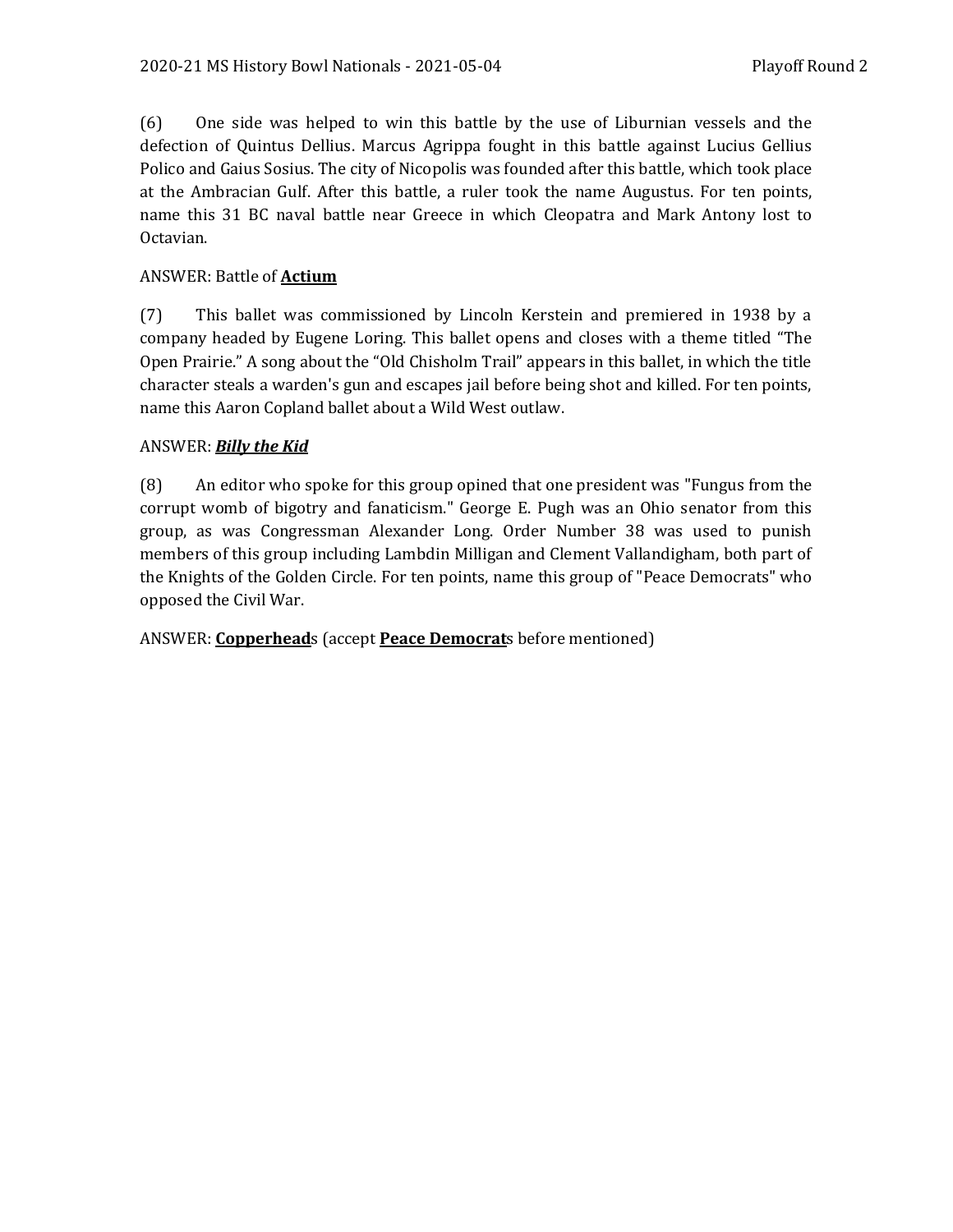(6) One side was helped to win this battle by the use of Liburnian vessels and the defection of Quintus Dellius. Marcus Agrippa fought in this battle against Lucius Gellius Polico and Gaius Sosius. The city of Nicopolis was founded after this battle, which took place at the Ambracian Gulf. After this battle, a ruler took the name Augustus. For ten points, name this 31 BC naval battle near Greece in which Cleopatra and Mark Antony lost to Octavian.

ANSWER: Battle of **Actium**

(7) This ballet was commissioned by Lincoln Kerstein and premiered in 1938 by a company headed by Eugene Loring. This ballet opens and closes with a theme titled "The Open Prairie." A song about the "Old Chisholm Trail" appears in this ballet, in which the title character steals a warden's gun and escapes jail before being shot and killed. For ten points, name this Aaron Copland ballet about a Wild West outlaw.

ANSWER: ***Billy the Kid***

(8) An editor who spoke for this group opined that one president was "Fungus from the corrupt womb of bigotry and fanaticism." George E. Pugh was an Ohio senator from this group, as was Congressman Alexander Long. Order Number 38 was used to punish members of this group including Lambdin Milligan and Clement Vallandigham, both part of the Knights of the Golden Circle. For ten points, name this group of "Peace Democrats" who opposed the Civil War.

ANSWER: **Copperhead**s (accept **Peace Democrat**s before mentioned)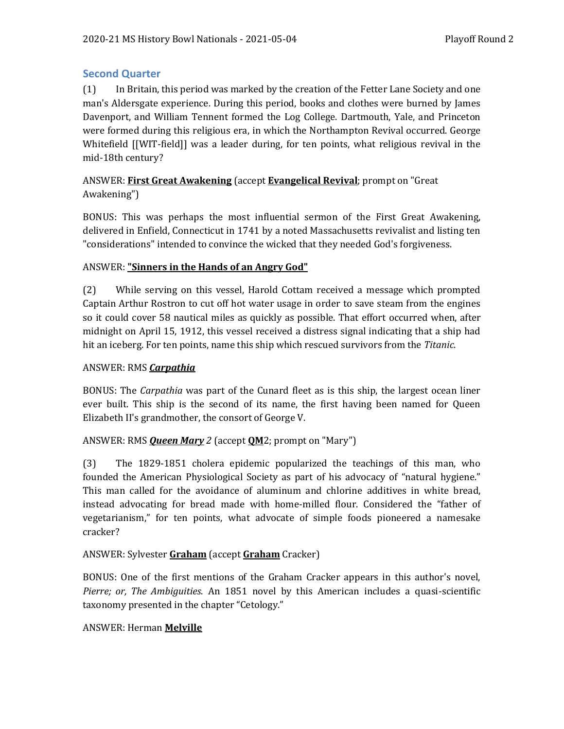## Second Quarter

(1) In Britain, this period was marked by the creation of the Fetter Lane Society and one man's Aldersgate experience. During this period, books and clothes were burned by James Davenport, and William Tennent formed the Log College. Dartmouth, Yale, and Princeton were formed during this religious era, in which the Northampton Revival occurred. George Whitefield [[WIT-field]] was a leader during, for ten points, what religious revival in the mid-18th century?

ANSWER: **First Great Awakening** (accept **Evangelical Revival**; prompt on "Great Awakening")

BONUS: This was perhaps the most influential sermon of the First Great Awakening, delivered in Enfield, Connecticut in 1741 by a noted Massachusetts revivalist and listing ten "considerations" intended to convince the wicked that they needed God's forgiveness.

ANSWER: **"Sinners in the Hands of an Angry God"**

(2) While serving on this vessel, Harold Cottam received a message which prompted Captain Arthur Rostron to cut off hot water usage in order to save steam from the engines so it could cover 58 nautical miles as quickly as possible. That effort occurred when, after midnight on April 15, 1912, this vessel received a distress signal indicating that a ship had hit an iceberg. For ten points, name this ship which rescued survivors from the *Titanic*.

ANSWER: RMS ***Carpathia***

BONUS: The *Carpathia* was part of the Cunard fleet as is this ship, the largest ocean liner ever built. This ship is the second of its name, the first having been named for Queen Elizabeth II's grandmother, the consort of George V.

ANSWER: RMS ***Queen Mary*** *2* (accept **QM**2; prompt on "Mary")

(3) The 1829-1851 cholera epidemic popularized the teachings of this man, who founded the American Physiological Society as part of his advocacy of "natural hygiene." This man called for the avoidance of aluminum and chlorine additives in white bread, instead advocating for bread made with home-milled flour. Considered the "father of vegetarianism," for ten points, what advocate of simple foods pioneered a namesake cracker?

ANSWER: Sylvester **Graham** (accept **Graham** Cracker)

BONUS: One of the first mentions of the Graham Cracker appears in this author's novel, *Pierre; or, The Ambiguities*. An 1851 novel by this American includes a quasi-scientific taxonomy presented in the chapter "Cetology."

ANSWER: Herman **Melville**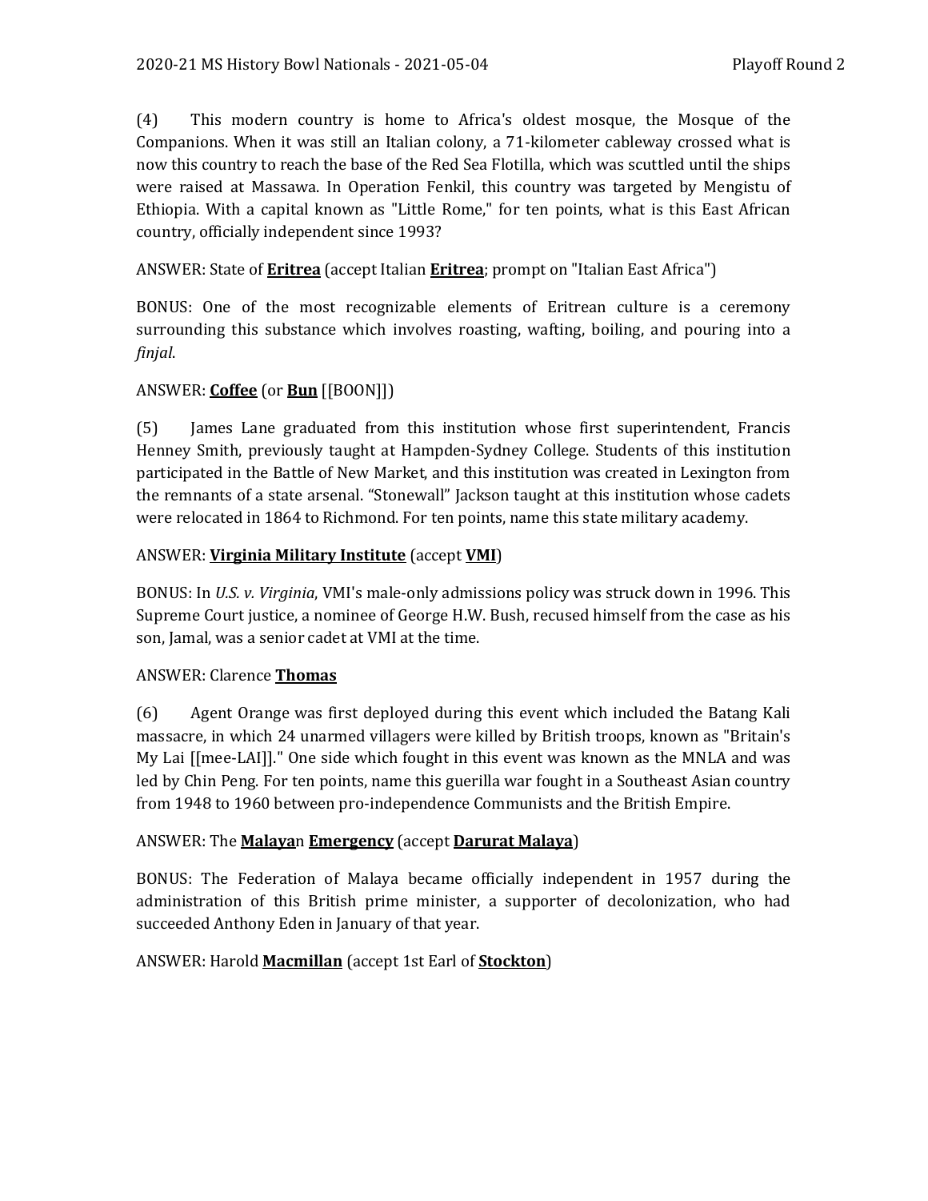(4) This modern country is home to Africa's oldest mosque, the Mosque of the Companions. When it was still an Italian colony, a 71-kilometer cableway crossed what is now this country to reach the base of the Red Sea Flotilla, which was scuttled until the ships were raised at Massawa. In Operation Fenkil, this country was targeted by Mengistu of Ethiopia. With a capital known as "Little Rome," for ten points, what is this East African country, officially independent since 1993?

ANSWER: State of **__Eritrea__** (accept Italian **__Eritrea__**; prompt on "Italian East Africa")

BONUS: One of the most recognizable elements of Eritrean culture is a ceremony surrounding this substance which involves roasting, wafting, boiling, and pouring into a *finjal*.

ANSWER: **__Coffee__** (or **__Bun__** [[BOON]])

(5) James Lane graduated from this institution whose first superintendent, Francis Henney Smith, previously taught at Hampden-Sydney College. Students of this institution participated in the Battle of New Market, and this institution was created in Lexington from the remnants of a state arsenal. "Stonewall" Jackson taught at this institution whose cadets were relocated in 1864 to Richmond. For ten points, name this state military academy.

ANSWER: **__Virginia Military Institute__** (accept **__VMI__**)

BONUS: In *U.S. v. Virginia*, VMI's male-only admissions policy was struck down in 1996. This Supreme Court justice, a nominee of George H.W. Bush, recused himself from the case as his son, Jamal, was a senior cadet at VMI at the time.

ANSWER: Clarence **__Thomas__**

(6) Agent Orange was first deployed during this event which included the Batang Kali massacre, in which 24 unarmed villagers were killed by British troops, known as "Britain's My Lai [[mee-LAI]]." One side which fought in this event was known as the MNLA and was led by Chin Peng. For ten points, name this guerilla war fought in a Southeast Asian country from 1948 to 1960 between pro-independence Communists and the British Empire.

ANSWER: The **__Malaya__**n **__Emergency__** (accept **__Darurat Malaya__**)

BONUS: The Federation of Malaya became officially independent in 1957 during the administration of this British prime minister, a supporter of decolonization, who had succeeded Anthony Eden in January of that year.

ANSWER: Harold **__Macmillan__** (accept 1st Earl of **__Stockton__**)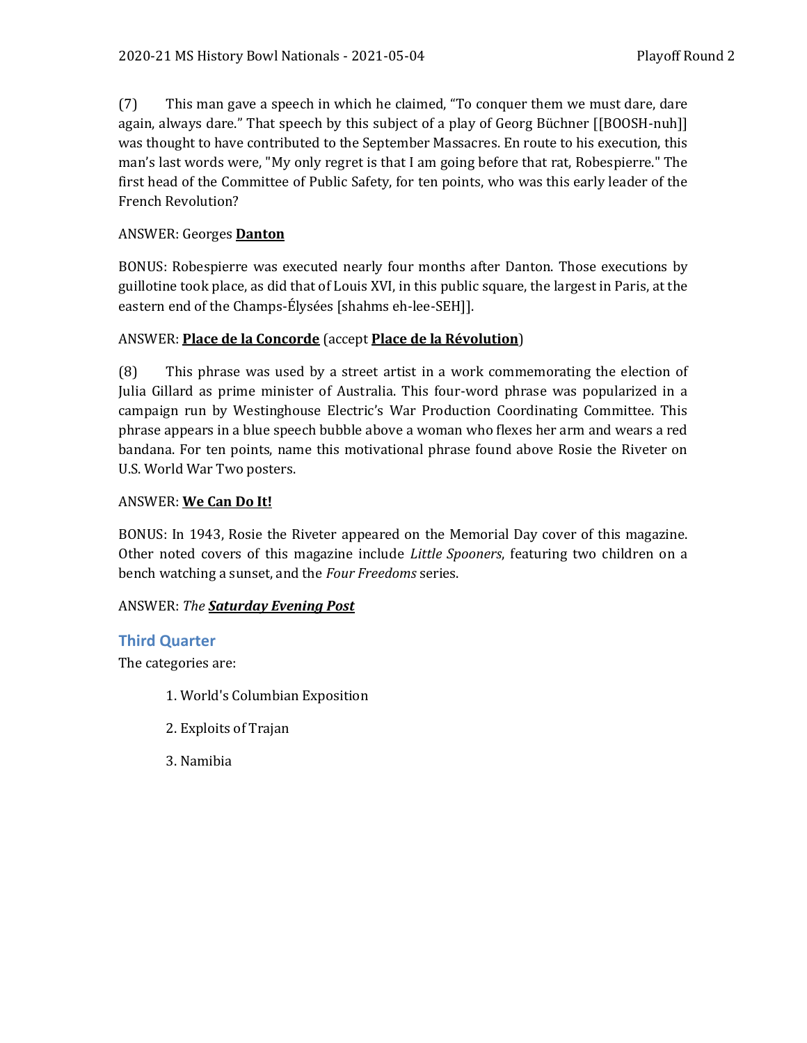(7) This man gave a speech in which he claimed, "To conquer them we must dare, dare again, always dare." That speech by this subject of a play of Georg Büchner [[BOOSH-nuh]] was thought to have contributed to the September Massacres. En route to his execution, this man's last words were, "My only regret is that I am going before that rat, Robespierre." The first head of the Committee of Public Safety, for ten points, who was this early leader of the French Revolution?

ANSWER: Georges **Danton**

BONUS: Robespierre was executed nearly four months after Danton. Those executions by guillotine took place, as did that of Louis XVI, in this public square, the largest in Paris, at the eastern end of the Champs-Élysées [shahms eh-lee-SEH]].

ANSWER: **Place de la Concorde** (accept **Place de la Révolution**)

(8) This phrase was used by a street artist in a work commemorating the election of Julia Gillard as prime minister of Australia. This four-word phrase was popularized in a campaign run by Westinghouse Electric's War Production Coordinating Committee. This phrase appears in a blue speech bubble above a woman who flexes her arm and wears a red bandana. For ten points, name this motivational phrase found above Rosie the Riveter on U.S. World War Two posters.

ANSWER: **We Can Do It!**

BONUS: In 1943, Rosie the Riveter appeared on the Memorial Day cover of this magazine. Other noted covers of this magazine include *Little Spooners*, featuring two children on a bench watching a sunset, and the *Four Freedoms* series.

ANSWER: *The **Saturday Evening Post***

## Third Quarter

The categories are:

1. World's Columbian Exposition
2. Exploits of Trajan
3. Namibia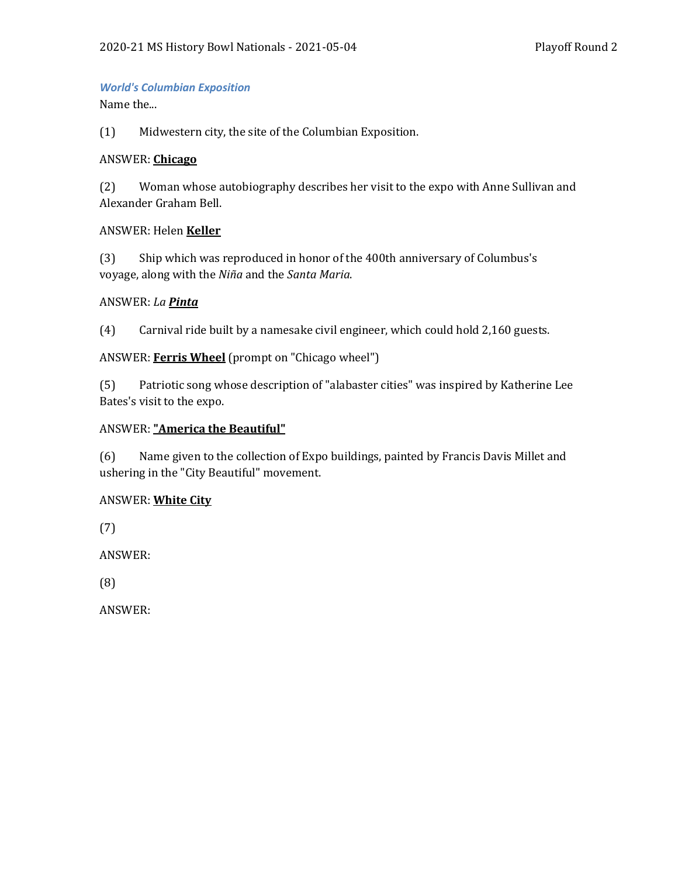### *World's Columbian Exposition*

Name the...

(1) Midwestern city, the site of the Columbian Exposition.

ANSWER: **Chicago**

(2) Woman whose autobiography describes her visit to the expo with Anne Sullivan and Alexander Graham Bell.

ANSWER: Helen **Keller**

(3) Ship which was reproduced in honor of the 400th anniversary of Columbus's voyage, along with the *Niña* and the *Santa Maria*.

ANSWER: *La* ***Pinta***

(4) Carnival ride built by a namesake civil engineer, which could hold 2,160 guests.

ANSWER: **Ferris Wheel** (prompt on "Chicago wheel")

(5) Patriotic song whose description of "alabaster cities" was inspired by Katherine Lee Bates's visit to the expo.

ANSWER: **"America the Beautiful"**

(6) Name given to the collection of Expo buildings, painted by Francis Davis Millet and ushering in the "City Beautiful" movement.

ANSWER: **White City**

(7)

ANSWER:

(8)

ANSWER: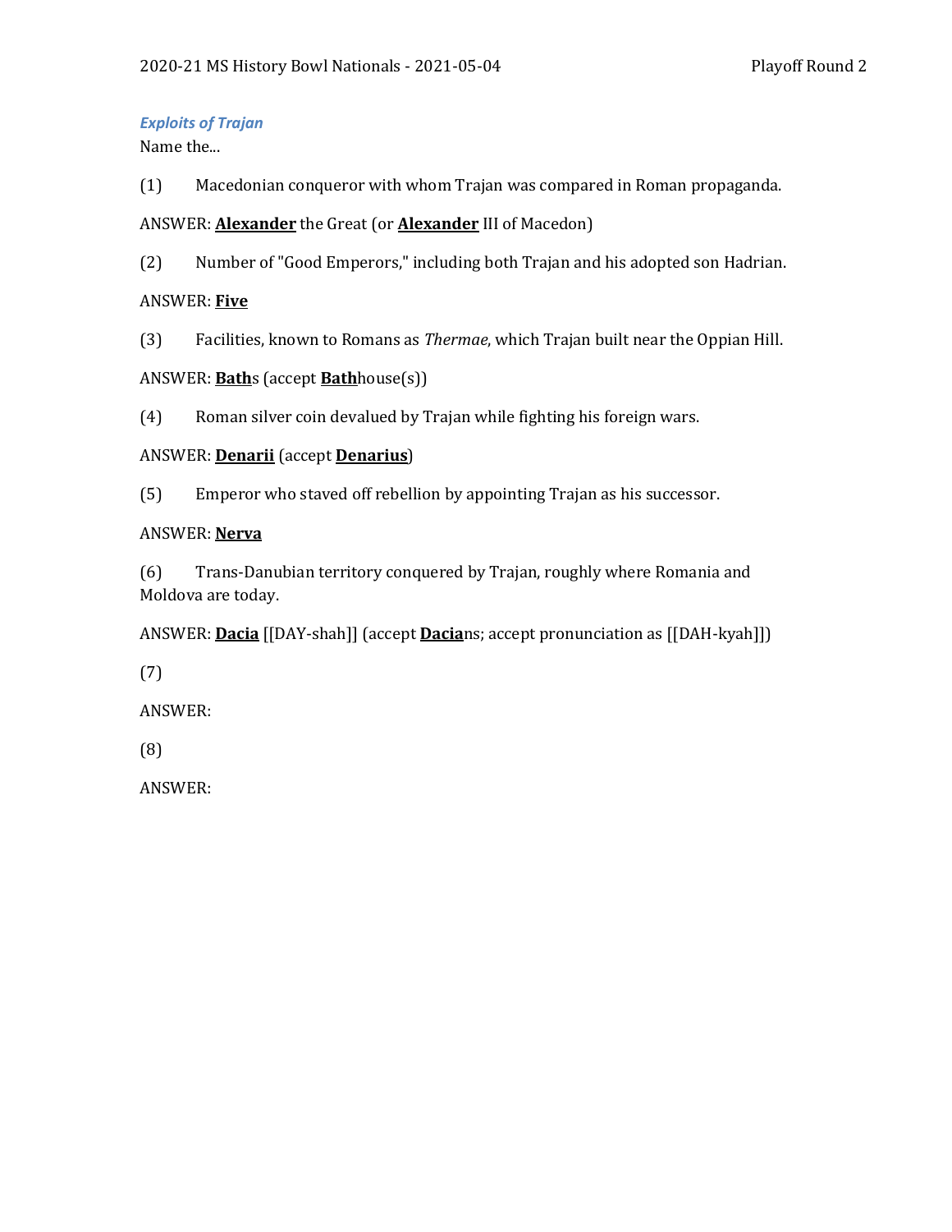### *Exploits of Trajan*

Name the...

(1) Macedonian conqueror with whom Trajan was compared in Roman propaganda.

ANSWER: **Alexander** the Great (or **Alexander** III of Macedon)

(2) Number of "Good Emperors," including both Trajan and his adopted son Hadrian.

ANSWER: **Five**

(3) Facilities, known to Romans as *Thermae*, which Trajan built near the Oppian Hill.

ANSWER: **Bath**s (accept **Bath**house(s))

(4) Roman silver coin devalued by Trajan while fighting his foreign wars.

ANSWER: **Denarii** (accept **Denarius**)

(5) Emperor who staved off rebellion by appointing Trajan as his successor.

ANSWER: **Nerva**

(6) Trans-Danubian territory conquered by Trajan, roughly where Romania and Moldova are today.

ANSWER: **Dacia** [[DAY-shah]] (accept **Dacia**ns; accept pronunciation as [[DAH-kyah]])

(7)

ANSWER:

(8)

ANSWER: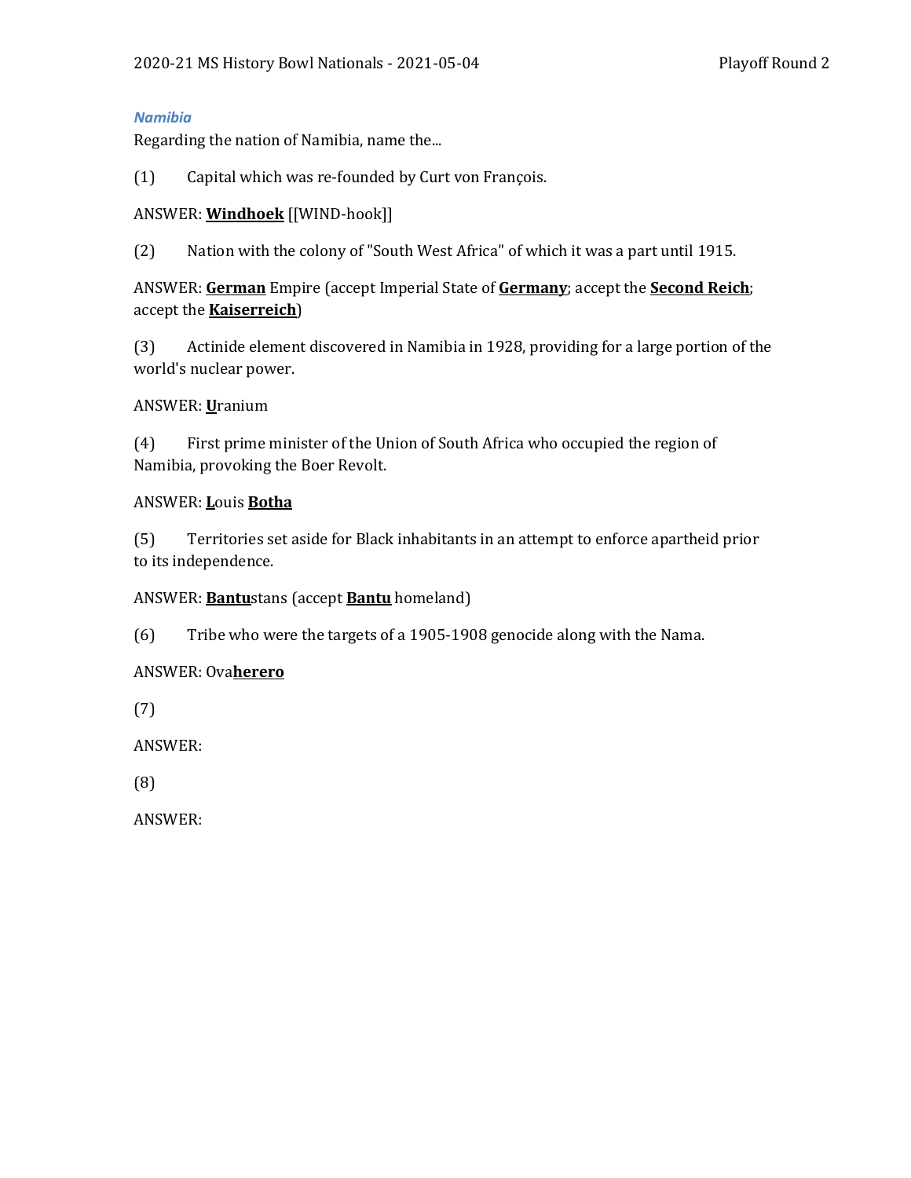### *Namibia*

Regarding the nation of Namibia, name the...

(1) Capital which was re-founded by Curt von François.

ANSWER: **Windhoek** [[WIND-hook]]

(2) Nation with the colony of "South West Africa" of which it was a part until 1915.

ANSWER: **German** Empire (accept Imperial State of **Germany**; accept the **Second Reich**; accept the **Kaiserreich**)

(3) Actinide element discovered in Namibia in 1928, providing for a large portion of the world's nuclear power.

ANSWER: **U**ranium

(4) First prime minister of the Union of South Africa who occupied the region of Namibia, provoking the Boer Revolt.

ANSWER: **L**ouis **Botha**

(5) Territories set aside for Black inhabitants in an attempt to enforce apartheid prior to its independence.

ANSWER: **Bantu**stans (accept **Bantu** homeland)

(6) Tribe who were the targets of a 1905-1908 genocide along with the Nama.

ANSWER: Ova**herero**

(7)

ANSWER:

(8)

ANSWER: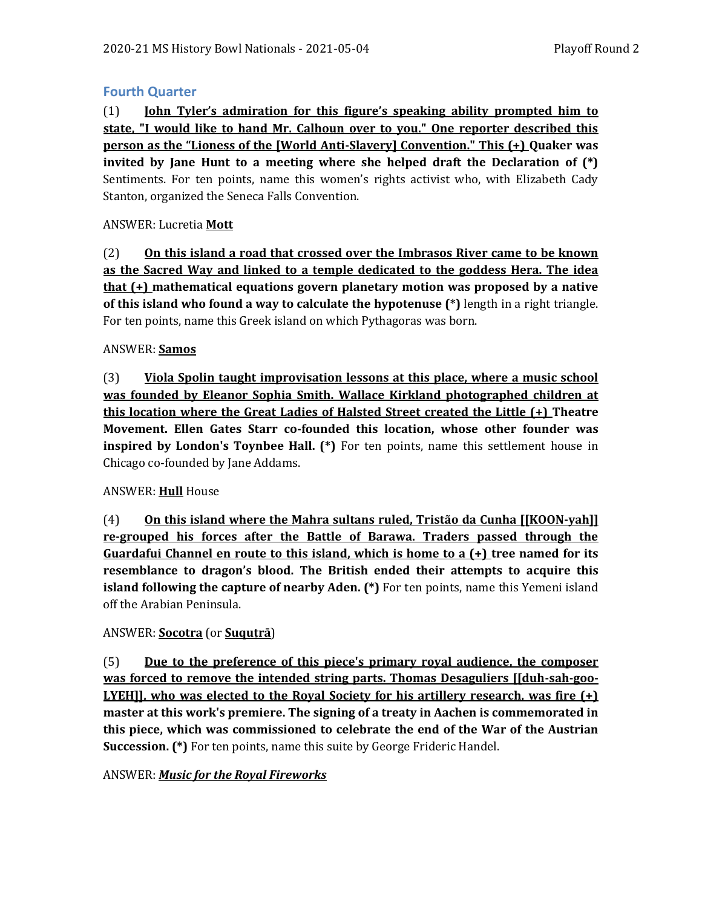## Fourth Quarter

(1) **<u>John Tyler's admiration for this figure's speaking ability prompted him to state, "I would like to hand Mr. Calhoun over to you." One reporter described this person as the "Lioness of the [World Anti-Slavery] Convention." This (+)</u> Quaker was invited by Jane Hunt to a meeting where she helped draft the Declaration of (*)** Sentiments. For ten points, name this women's rights activist who, with Elizabeth Cady Stanton, organized the Seneca Falls Convention.

ANSWER: Lucretia **<u>Mott</u>**

(2) **<u>On this island a road that crossed over the Imbrasos River came to be known as the Sacred Way and linked to a temple dedicated to the goddess Hera. The idea that (+)</u> mathematical equations govern planetary motion was proposed by a native of this island who found a way to calculate the hypotenuse (*)** length in a right triangle. For ten points, name this Greek island on which Pythagoras was born.

ANSWER: **<u>Samos</u>**

(3) **<u>Viola Spolin taught improvisation lessons at this place, where a music school was founded by Eleanor Sophia Smith. Wallace Kirkland photographed children at this location where the Great Ladies of Halsted Street created the Little (+)</u> Theatre Movement. Ellen Gates Starr co-founded this location, whose other founder was inspired by London's Toynbee Hall. (*)** For ten points, name this settlement house in Chicago co-founded by Jane Addams.

ANSWER: **<u>Hull</u>** House

(4) **<u>On this island where the Mahra sultans ruled, Tristão da Cunha [[KOON-yah]] re-grouped his forces after the Battle of Barawa. Traders passed through the Guardafui Channel en route to this island, which is home to a (+)</u> tree named for its resemblance to dragon's blood. The British ended their attempts to acquire this island following the capture of nearby Aden. (*)** For ten points, name this Yemeni island off the Arabian Peninsula.

ANSWER: **<u>Socotra</u>** (or **<u>Suqutrā</u>**)

(5) **<u>Due to the preference of this piece's primary royal audience, the composer was forced to remove the intended string parts. Thomas Desaguliers [[duh-sah-goo-LYEH]], who was elected to the Royal Society for his artillery research, was fire (+)</u> master at this work's premiere. The signing of a treaty in Aachen is commemorated in this piece, which was commissioned to celebrate the end of the War of the Austrian Succession. (*)** For ten points, name this suite by George Frideric Handel.

ANSWER: ***<u>Music for the Royal Fireworks</u>***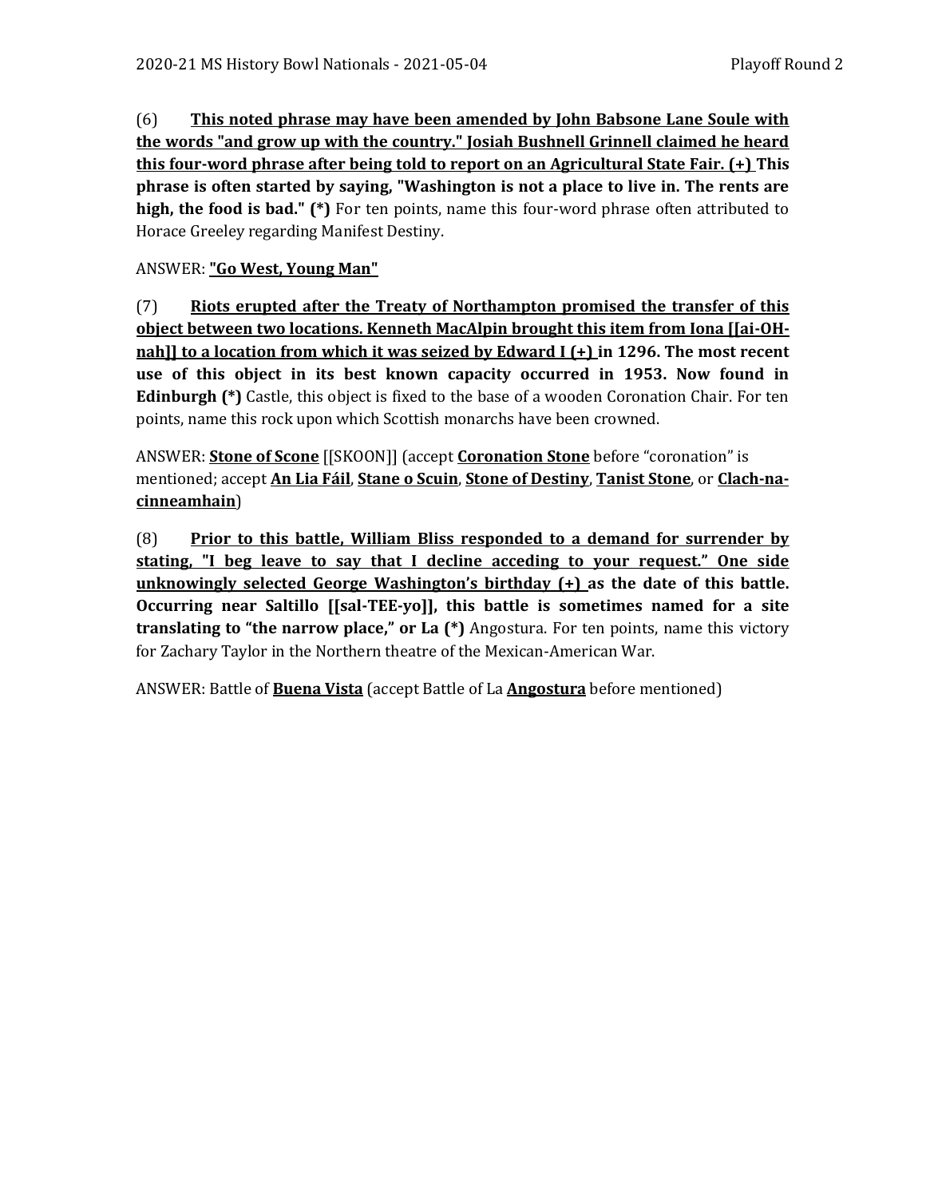(6) **<u>This noted phrase may have been amended by John Babsone Lane Soule with the words "and grow up with the country." Josiah Bushnell Grinnell claimed he heard this four-word phrase after being told to report on an Agricultural State Fair. (+)</u> This phrase is often started by saying, "Washington is not a place to live in. The rents are high, the food is bad." (*)** For ten points, name this four-word phrase often attributed to Horace Greeley regarding Manifest Destiny.

ANSWER: **<u>"Go West, Young Man"</u>**

(7) **<u>Riots erupted after the Treaty of Northampton promised the transfer of this object between two locations. Kenneth MacAlpin brought this item from Iona [[ai-OH-nah]] to a location from which it was seized by Edward I (+)</u> in 1296. The most recent use of this object in its best known capacity occurred in 1953. Now found in Edinburgh (*)** Castle, this object is fixed to the base of a wooden Coronation Chair. For ten points, name this rock upon which Scottish monarchs have been crowned.

ANSWER: **<u>Stone of Scone</u>** [[SKOON]] (accept **<u>Coronation Stone</u>** before "coronation" is mentioned; accept **<u>An Lia Fáil</u>**, **<u>Stane o Scuin</u>**, **<u>Stone of Destiny</u>**, **<u>Tanist Stone</u>**, or **<u>Clach-na-cinneamhain</u>**)

(8) **<u>Prior to this battle, William Bliss responded to a demand for surrender by stating, "I beg leave to say that I decline acceding to your request." One side unknowingly selected George Washington's birthday (+)</u> as the date of this battle. Occurring near Saltillo [[sal-TEE-yo]], this battle is sometimes named for a site translating to "the narrow place," or La (*)** Angostura. For ten points, name this victory for Zachary Taylor in the Northern theatre of the Mexican-American War.

ANSWER: Battle of **<u>Buena Vista</u>** (accept Battle of La **<u>Angostura</u>** before mentioned)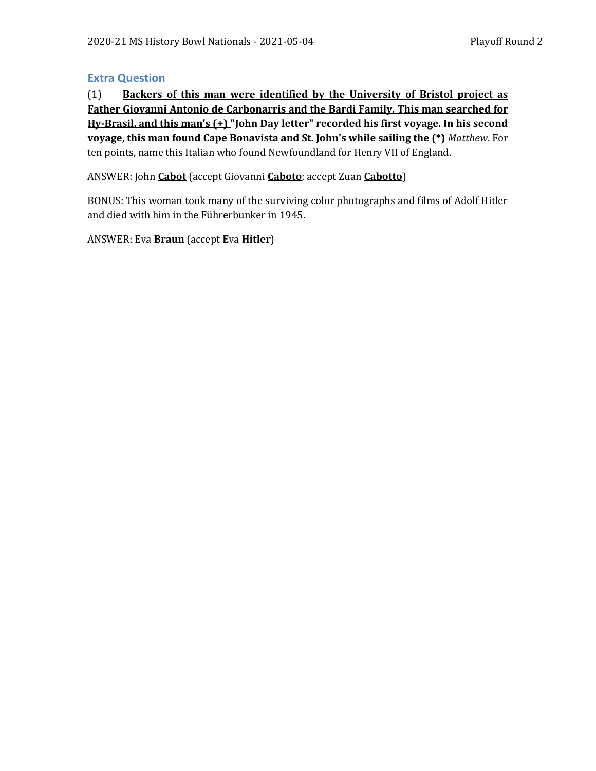## Extra Question

(1) **<u>Backers of this man were identified by the University of Bristol project as Father Giovanni Antonio de Carbonarris and the Bardi Family. This man searched for Hy-Brasil, and this man's (+)</u> "John Day letter" recorded his first voyage. In his second voyage, this man found Cape Bonavista and St. John's while sailing the (*)** *Matthew*. For ten points, name this Italian who found Newfoundland for Henry VII of England.

ANSWER: John **<u>Cabot</u>** (accept Giovanni **<u>Caboto</u>**; accept Zuan **<u>Cabotto</u>**)

BONUS: This woman took many of the surviving color photographs and films of Adolf Hitler and died with him in the Führerbunker in 1945.

ANSWER: Eva **<u>Braun</u>** (accept **<u>E</u>**va **<u>Hitler</u>**)